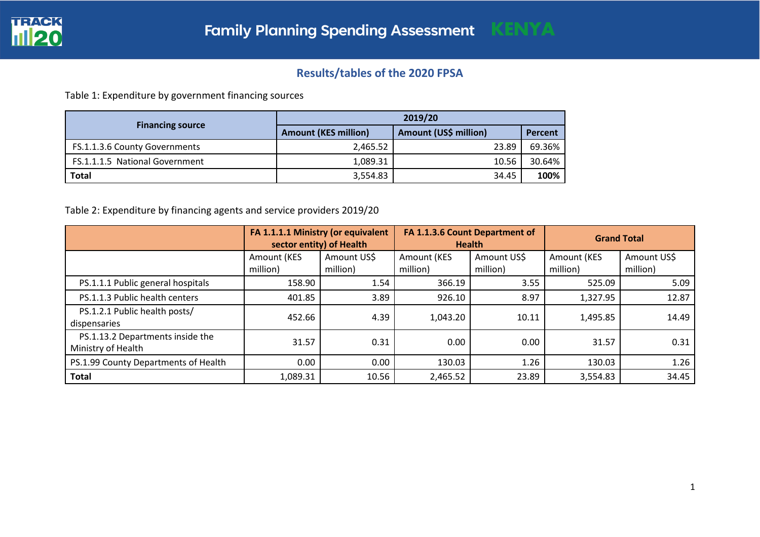# Family Planning Spending Assessment KENYA

## Results/tables of the 2020 FPSA

Table 1: Expenditure by government financing sources

| Financing source | 2019/20 | | |
|---|---|---|---|
| | Amount (KES million) | Amount (US$ million) | Percent |
| FS.1.1.3.6 County Governments | 2,465.52 | 23.89 | 69.36% |
| FS.1.1.1.5 National Government | 1,089.31 | 10.56 | 30.64% |
| **Total** | 3,554.83 | 34.45 | **100%** |

Table 2: Expenditure by financing agents and service providers 2019/20

| | FA 1.1.1.1 Ministry (or equivalent sector entity) of Health | | FA 1.1.3.6 Count Department of Health | | Grand Total | |
|---|---|---|---|---|---|---|
| | Amount (KES million) | Amount US$ million) | Amount (KES million) | Amount US$ million) | Amount (KES million) | Amount US$ million) |
| PS.1.1.1 Public general hospitals | 158.90 | 1.54 | 366.19 | 3.55 | 525.09 | 5.09 |
| PS.1.1.3 Public health centers | 401.85 | 3.89 | 926.10 | 8.97 | 1,327.95 | 12.87 |
| PS.1.2.1 Public health posts/ dispensaries | 452.66 | 4.39 | 1,043.20 | 10.11 | 1,495.85 | 14.49 |
| PS.1.13.2 Departments inside the Ministry of Health | 31.57 | 0.31 | 0.00 | 0.00 | 31.57 | 0.31 |
| PS.1.99 County Departments of Health | 0.00 | 0.00 | 130.03 | 1.26 | 130.03 | 1.26 |
| **Total** | 1,089.31 | 10.56 | 2,465.52 | 23.89 | 3,554.83 | 34.45 |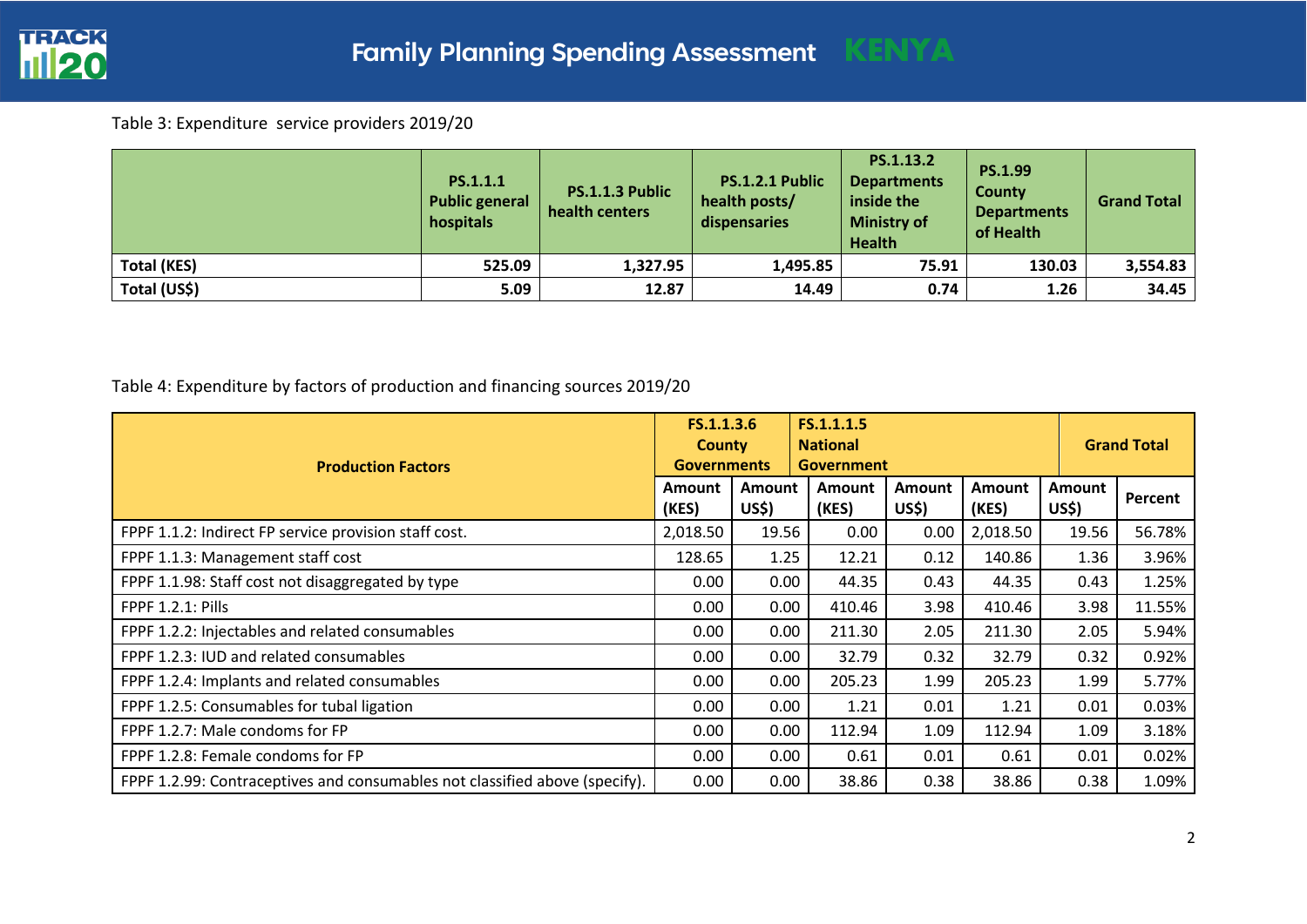Table 3: Expenditure  service providers 2019/20

| | PS.1.1.1 Public general hospitals | PS.1.1.3 Public health centers | PS.1.2.1 Public health posts/ dispensaries | PS.1.13.2 Departments inside the Ministry of Health | PS.1.99 County Departments of Health | Grand Total |
|---|---|---|---|---|---|---|
| **Total (KES)** | 525.09 | 1,327.95 | 1,495.85 | 75.91 | 130.03 | 3,554.83 |
| **Total (US$)** | 5.09 | 12.87 | 14.49 | 0.74 | 1.26 | 34.45 |

Table 4: Expenditure by factors of production and financing sources 2019/20

| Production Factors | FS.1.1.3.6 County Governments | | FS.1.1.1.5 National Government | | Grand Total | | |
|---|---|---|---|---|---|---|---|
| | Amount (KES) | Amount US$) | Amount (KES) | Amount US$) | Amount (KES) | Amount US$) | Percent |
| FPPF 1.1.2: Indirect FP service provision staff cost. | 2,018.50 | 19.56 | 0.00 | 0.00 | 2,018.50 | 19.56 | 56.78% |
| FPPF 1.1.3: Management staff cost | 128.65 | 1.25 | 12.21 | 0.12 | 140.86 | 1.36 | 3.96% |
| FPPF 1.1.98: Staff cost not disaggregated by type | 0.00 | 0.00 | 44.35 | 0.43 | 44.35 | 0.43 | 1.25% |
| FPPF 1.2.1: Pills | 0.00 | 0.00 | 410.46 | 3.98 | 410.46 | 3.98 | 11.55% |
| FPPF 1.2.2: Injectables and related consumables | 0.00 | 0.00 | 211.30 | 2.05 | 211.30 | 2.05 | 5.94% |
| FPPF 1.2.3: IUD and related consumables | 0.00 | 0.00 | 32.79 | 0.32 | 32.79 | 0.32 | 0.92% |
| FPPF 1.2.4: Implants and related consumables | 0.00 | 0.00 | 205.23 | 1.99 | 205.23 | 1.99 | 5.77% |
| FPPF 1.2.5: Consumables for tubal ligation | 0.00 | 0.00 | 1.21 | 0.01 | 1.21 | 0.01 | 0.03% |
| FPPF 1.2.7: Male condoms for FP | 0.00 | 0.00 | 112.94 | 1.09 | 112.94 | 1.09 | 3.18% |
| FPPF 1.2.8: Female condoms for FP | 0.00 | 0.00 | 0.61 | 0.01 | 0.61 | 0.01 | 0.02% |
| FPPF 1.2.99: Contraceptives and consumables not classified above (specify). | 0.00 | 0.00 | 38.86 | 0.38 | 38.86 | 0.38 | 1.09% |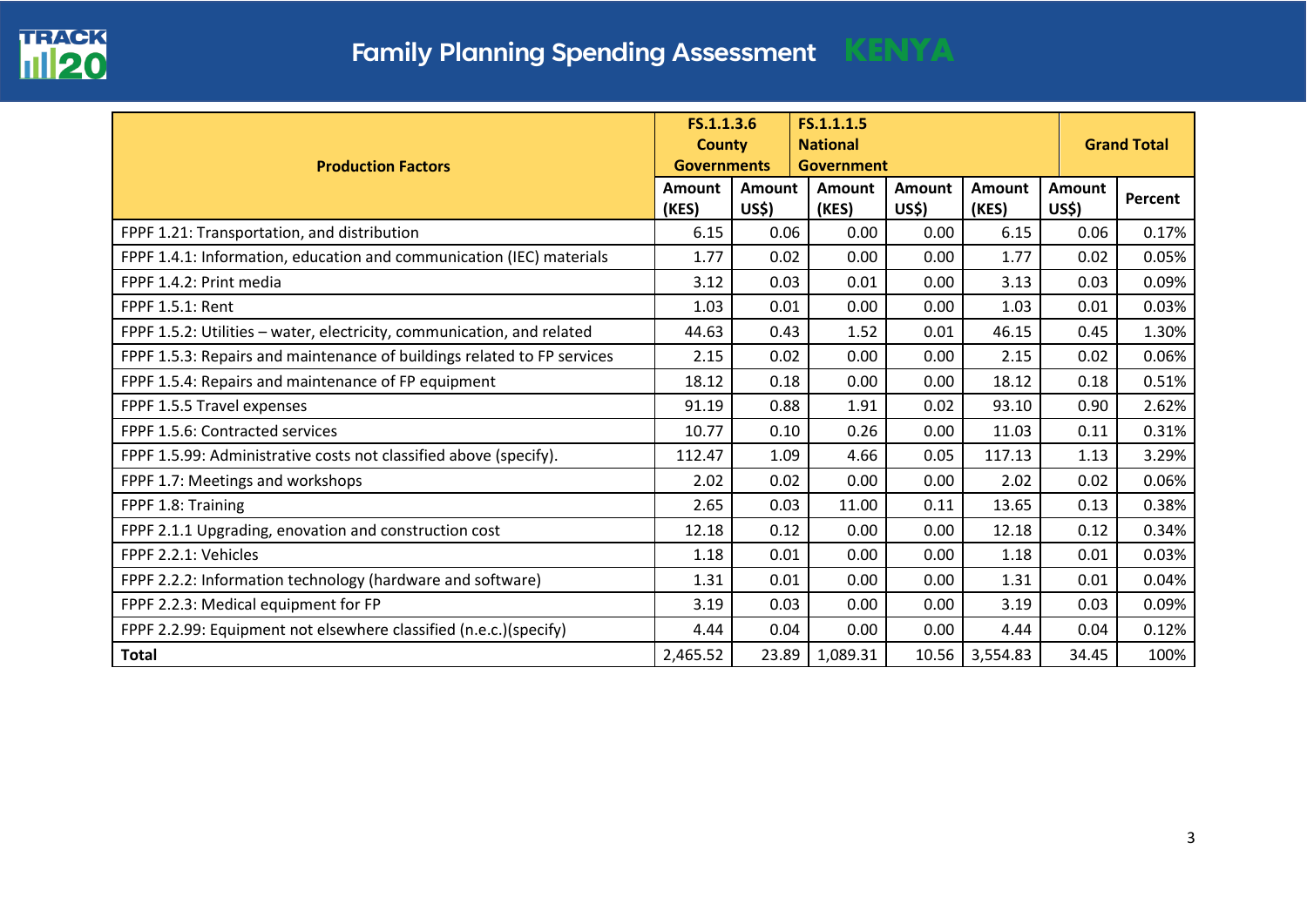# Family Planning Spending Assessment KENYA

| Production Factors | FS.1.1.3.6 County Governments | | FS.1.1.1.5 National Government | | Grand Total | | |
|---|---|---|---|---|---|---|---|
| | Amount (KES) | Amount US$) | Amount (KES) | Amount US$) | Amount (KES) | Amount US$) | Percent |
| FPPF 1.21: Transportation, and distribution | 6.15 | 0.06 | 0.00 | 0.00 | 6.15 | 0.06 | 0.17% |
| FPPF 1.4.1: Information, education and communication (IEC) materials | 1.77 | 0.02 | 0.00 | 0.00 | 1.77 | 0.02 | 0.05% |
| FPPF 1.4.2: Print media | 3.12 | 0.03 | 0.01 | 0.00 | 3.13 | 0.03 | 0.09% |
| FPPF 1.5.1: Rent | 1.03 | 0.01 | 0.00 | 0.00 | 1.03 | 0.01 | 0.03% |
| FPPF 1.5.2: Utilities – water, electricity, communication, and related | 44.63 | 0.43 | 1.52 | 0.01 | 46.15 | 0.45 | 1.30% |
| FPPF 1.5.3: Repairs and maintenance of buildings related to FP services | 2.15 | 0.02 | 0.00 | 0.00 | 2.15 | 0.02 | 0.06% |
| FPPF 1.5.4: Repairs and maintenance of FP equipment | 18.12 | 0.18 | 0.00 | 0.00 | 18.12 | 0.18 | 0.51% |
| FPPF 1.5.5 Travel expenses | 91.19 | 0.88 | 1.91 | 0.02 | 93.10 | 0.90 | 2.62% |
| FPPF 1.5.6: Contracted services | 10.77 | 0.10 | 0.26 | 0.00 | 11.03 | 0.11 | 0.31% |
| FPPF 1.5.99: Administrative costs not classified above (specify). | 112.47 | 1.09 | 4.66 | 0.05 | 117.13 | 1.13 | 3.29% |
| FPPF 1.7: Meetings and workshops | 2.02 | 0.02 | 0.00 | 0.00 | 2.02 | 0.02 | 0.06% |
| FPPF 1.8: Training | 2.65 | 0.03 | 11.00 | 0.11 | 13.65 | 0.13 | 0.38% |
| FPPF 2.1.1 Upgrading, enovation and construction cost | 12.18 | 0.12 | 0.00 | 0.00 | 12.18 | 0.12 | 0.34% |
| FPPF 2.2.1: Vehicles | 1.18 | 0.01 | 0.00 | 0.00 | 1.18 | 0.01 | 0.03% |
| FPPF 2.2.2: Information technology (hardware and software) | 1.31 | 0.01 | 0.00 | 0.00 | 1.31 | 0.01 | 0.04% |
| FPPF 2.2.3: Medical equipment for FP | 3.19 | 0.03 | 0.00 | 0.00 | 3.19 | 0.03 | 0.09% |
| FPPF 2.2.99: Equipment not elsewhere classified (n.e.c.)(specify) | 4.44 | 0.04 | 0.00 | 0.00 | 4.44 | 0.04 | 0.12% |
| **Total** | 2,465.52 | 23.89 | 1,089.31 | 10.56 | 3,554.83 | 34.45 | 100% |